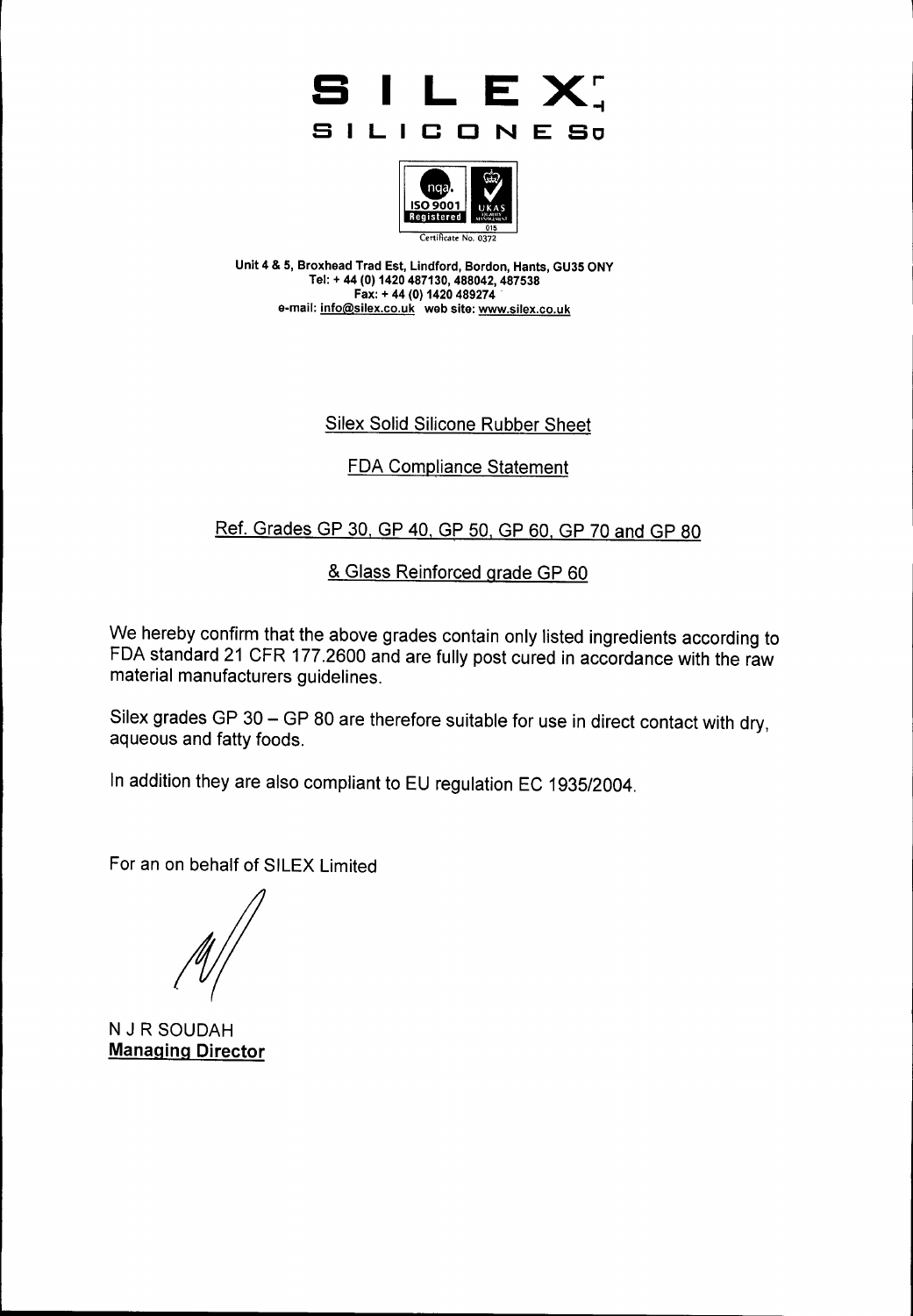# SILEX

## SILICONES

ISO 9001 Registered — Certificate No. 0372

**Unit 4 & 5, Broxhead Trad Est, Lindford, Bordon, Hants, GU35 ONY**
**Tel: + 44 (0) 1420 487130, 488042, 487538**
**Fax: + 44 (0) 1420 489274**
**e-mail: info@silex.co.uk web site: www.silex.co.uk**

Silex Solid Silicone Rubber Sheet

FDA Compliance Statement

Ref. Grades GP 30, GP 40, GP 50, GP 60, GP 70 and GP 80

& Glass Reinforced grade GP 60

We hereby confirm that the above grades contain only listed ingredients according to FDA standard 21 CFR 177.2600 and are fully post cured in accordance with the raw material manufacturers guidelines.

Silex grades GP 30 – GP 80 are therefore suitable for use in direct contact with dry, aqueous and fatty foods.

In addition they are also compliant to EU regulation EC 1935/2004.

For an on behalf of SILEX Limited

N J R SOUDAH
**Managing Director**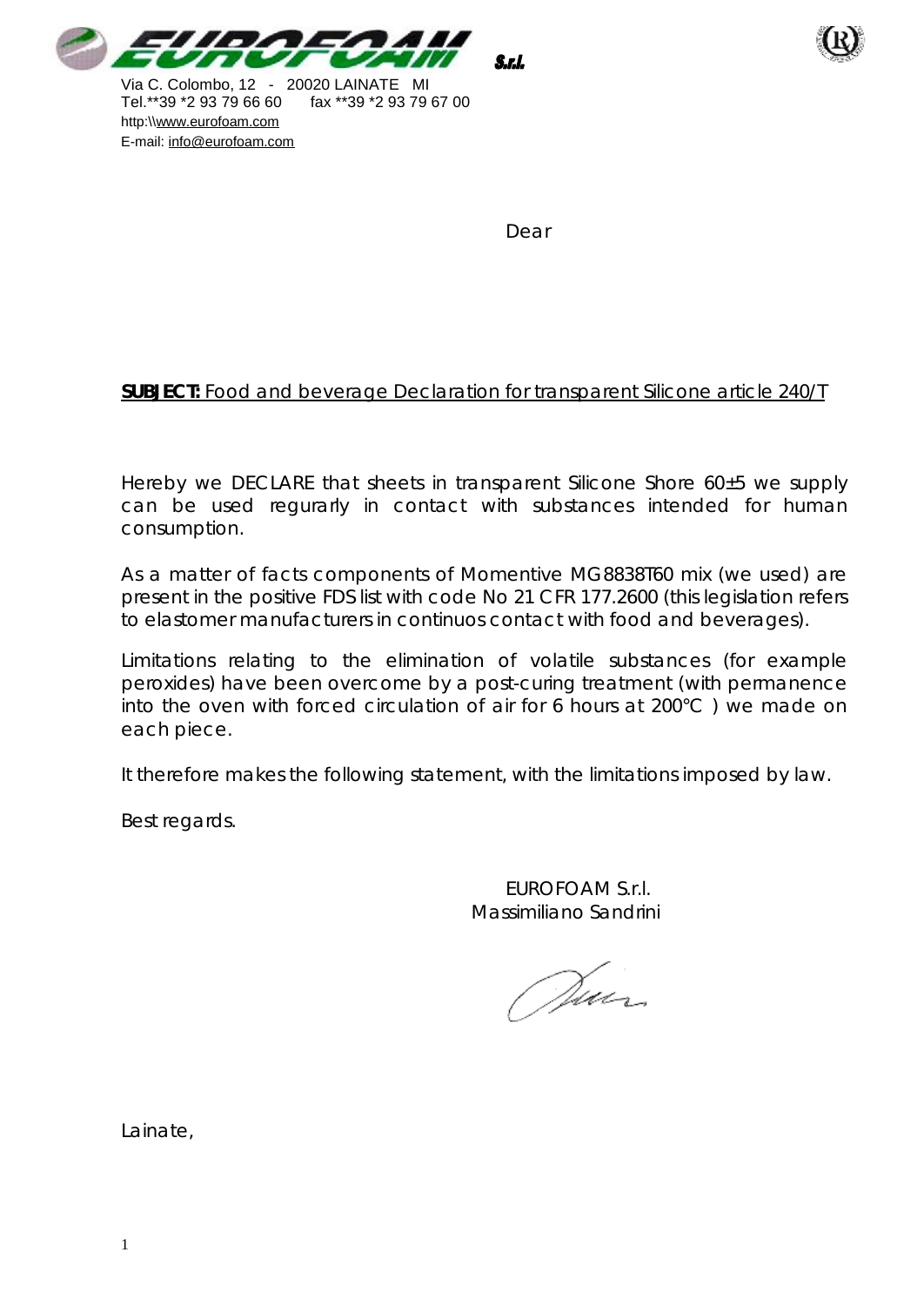EUROFOAM S.r.l.

Via C. Colombo, 12 - 20020 LAINATE MI
Tel.**39 *2 93 79 66 60 fax **39 *2 93 79 67 00
http:\\www.eurofoam.com
E-mail: info@eurofoam.com

Dear

**SUBJECT:** Food and beverage Declaration for transparent Silicone article 240/T

Hereby we DECLARE that sheets in transparent Silicone Shore 60±5 we supply can be used regurarly in contact with substances intended for human consumption.

As a matter of facts components of Momentive MG8838T60 mix (we used) are present in the positive FDS list with code No 21 CFR 177.2600 (this legislation refers to elastomer manufacturers in continuos contact with food and beverages).

Limitations relating to the elimination of volatile substances (for example peroxides) have been overcome by a post-curing treatment (with permanence into the oven with forced circulation of air for 6 hours at 200°C ) we made on each piece.

It therefore makes the following statement, with the limitations imposed by law.

Best regards.

EUROFOAM S.r.l.
Massimiliano Sandrini

Lainate,